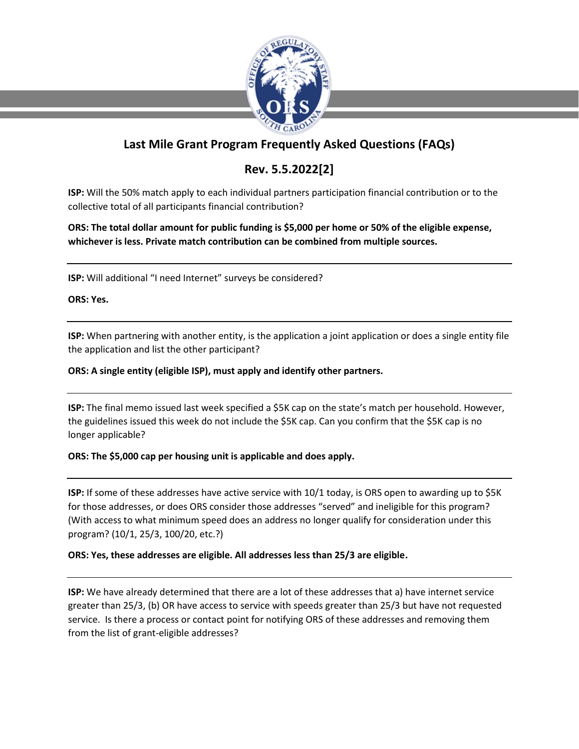# Last Mile Grant Program Frequently Asked Questions (FAQs)

## Rev. 5.5.2022[2]

**ISP:** Will the 50% match apply to each individual partners participation financial contribution or to the collective total of all participants financial contribution?

**ORS: The total dollar amount for public funding is $5,000 per home or 50% of the eligible expense, whichever is less. Private match contribution can be combined from multiple sources.**

---

**ISP:** Will additional "I need Internet" surveys be considered?

**ORS: Yes.**

---

**ISP:** When partnering with another entity, is the application a joint application or does a single entity file the application and list the other participant?

**ORS: A single entity (eligible ISP), must apply and identify other partners.**

---

**ISP:** The final memo issued last week specified a $5K cap on the state's match per household. However, the guidelines issued this week do not include the $5K cap. Can you confirm that the $5K cap is no longer applicable?

**ORS: The $5,000 cap per housing unit is applicable and does apply.**

---

**ISP:** If some of these addresses have active service with 10/1 today, is ORS open to awarding up to $5K for those addresses, or does ORS consider those addresses "served" and ineligible for this program? (With access to what minimum speed does an address no longer qualify for consideration under this program? (10/1, 25/3, 100/20, etc.?)

**ORS: Yes, these addresses are eligible. All addresses less than 25/3 are eligible.**

---

**ISP:** We have already determined that there are a lot of these addresses that a) have internet service greater than 25/3, (b) OR have access to service with speeds greater than 25/3 but have not requested service. Is there a process or contact point for notifying ORS of these addresses and removing them from the list of grant-eligible addresses?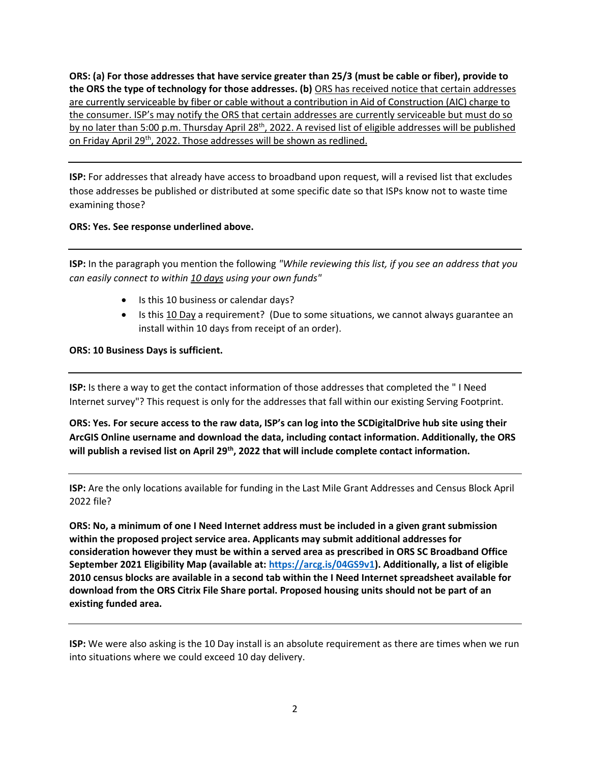**ORS: (a) For those addresses that have service greater than 25/3 (must be cable or fiber), provide to the ORS the type of technology for those addresses. (b)** <u>ORS has received notice that certain addresses are currently serviceable by fiber or cable without a contribution in Aid of Construction (AIC) charge to the consumer. ISP's may notify the ORS that certain addresses are currently serviceable but must do so by no later than 5:00 p.m. Thursday April 28th, 2022. A revised list of eligible addresses will be published on Friday April 29th, 2022. Those addresses will be shown as redlined.</u>

---

**ISP:** For addresses that already have access to broadband upon request, will a revised list that excludes those addresses be published or distributed at some specific date so that ISPs know not to waste time examining those?

**ORS: Yes. See response underlined above.**

---

**ISP:** In the paragraph you mention the following *"While reviewing this list, if you see an address that you can easily connect to within <u>10 days</u> using your own funds"*

- Is this 10 business or calendar days?
- Is this <u>10 Day</u> a requirement? (Due to some situations, we cannot always guarantee an install within 10 days from receipt of an order).

**ORS: 10 Business Days is sufficient.**

---

**ISP:** Is there a way to get the contact information of those addresses that completed the " I Need Internet survey"? This request is only for the addresses that fall within our existing Serving Footprint.

**ORS: Yes. For secure access to the raw data, ISP's can log into the SCDigitalDrive hub site using their ArcGIS Online username and download the data, including contact information. Additionally, the ORS will publish a revised list on April 29th, 2022 that will include complete contact information.**

---

**ISP:** Are the only locations available for funding in the Last Mile Grant Addresses and Census Block April 2022 file?

**ORS: No, a minimum of one I Need Internet address must be included in a given grant submission within the proposed project service area. Applicants may submit additional addresses for consideration however they must be within a served area as prescribed in ORS SC Broadband Office September 2021 Eligibility Map (available at: [https://arcg.is/04GS9v1](https://arcg.is/04GS9v1)). Additionally, a list of eligible 2010 census blocks are available in a second tab within the I Need Internet spreadsheet available for download from the ORS Citrix File Share portal. Proposed housing units should not be part of an existing funded area.**

---

**ISP:** We were also asking is the 10 Day install is an absolute requirement as there are times when we run into situations where we could exceed 10 day delivery.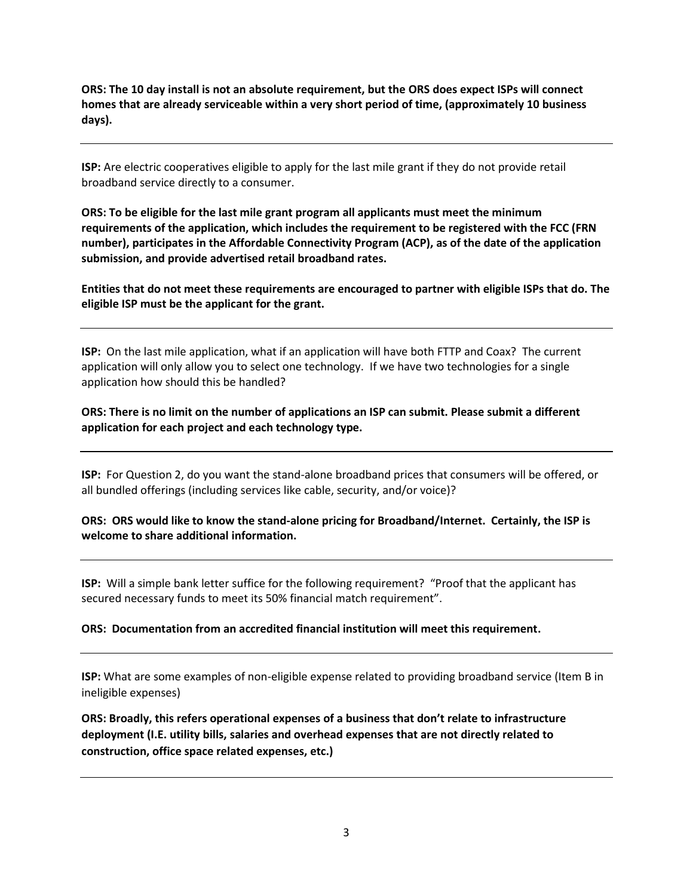**ORS: The 10 day install is not an absolute requirement, but the ORS does expect ISPs will connect homes that are already serviceable within a very short period of time, (approximately 10 business days).**

---

**ISP:** Are electric cooperatives eligible to apply for the last mile grant if they do not provide retail broadband service directly to a consumer.

**ORS: To be eligible for the last mile grant program all applicants must meet the minimum requirements of the application, which includes the requirement to be registered with the FCC (FRN number), participates in the Affordable Connectivity Program (ACP), as of the date of the application submission, and provide advertised retail broadband rates.**

**Entities that do not meet these requirements are encouraged to partner with eligible ISPs that do. The eligible ISP must be the applicant for the grant.**

---

**ISP:** On the last mile application, what if an application will have both FTTP and Coax? The current application will only allow you to select one technology. If we have two technologies for a single application how should this be handled?

**ORS: There is no limit on the number of applications an ISP can submit. Please submit a different application for each project and each technology type.**

---

**ISP:** For Question 2, do you want the stand-alone broadband prices that consumers will be offered, or all bundled offerings (including services like cable, security, and/or voice)?

**ORS: ORS would like to know the stand-alone pricing for Broadband/Internet. Certainly, the ISP is welcome to share additional information.**

---

**ISP:** Will a simple bank letter suffice for the following requirement? "Proof that the applicant has secured necessary funds to meet its 50% financial match requirement".

**ORS: Documentation from an accredited financial institution will meet this requirement.**

---

**ISP:** What are some examples of non-eligible expense related to providing broadband service (Item B in ineligible expenses)

**ORS: Broadly, this refers operational expenses of a business that don't relate to infrastructure deployment (I.E. utility bills, salaries and overhead expenses that are not directly related to construction, office space related expenses, etc.)**

---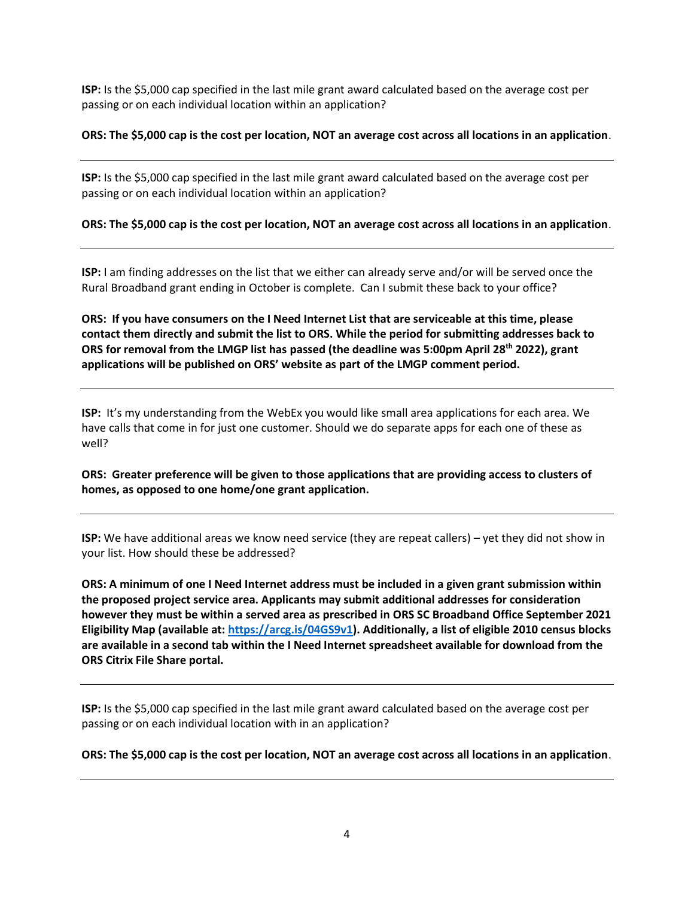**ISP:** Is the $5,000 cap specified in the last mile grant award calculated based on the average cost per passing or on each individual location within an application?

**ORS: The $5,000 cap is the cost per location, NOT an average cost across all locations in an application**.

---

**ISP:** Is the $5,000 cap specified in the last mile grant award calculated based on the average cost per passing or on each individual location within an application?

**ORS: The $5,000 cap is the cost per location, NOT an average cost across all locations in an application**.

---

**ISP:** I am finding addresses on the list that we either can already serve and/or will be served once the Rural Broadband grant ending in October is complete. Can I submit these back to your office?

**ORS: If you have consumers on the I Need Internet List that are serviceable at this time, please contact them directly and submit the list to ORS. While the period for submitting addresses back to ORS for removal from the LMGP list has passed (the deadline was 5:00pm April 28th 2022), grant applications will be published on ORS' website as part of the LMGP comment period.**

---

**ISP:** It's my understanding from the WebEx you would like small area applications for each area. We have calls that come in for just one customer. Should we do separate apps for each one of these as well?

**ORS: Greater preference will be given to those applications that are providing access to clusters of homes, as opposed to one home/one grant application.**

---

**ISP:** We have additional areas we know need service (they are repeat callers) – yet they did not show in your list. How should these be addressed?

**ORS: A minimum of one I Need Internet address must be included in a given grant submission within the proposed project service area. Applicants may submit additional addresses for consideration however they must be within a served area as prescribed in ORS SC Broadband Office September 2021 Eligibility Map (available at: [https://arcg.is/04GS9v1](https://arcg.is/04GS9v1)). Additionally, a list of eligible 2010 census blocks are available in a second tab within the I Need Internet spreadsheet available for download from the ORS Citrix File Share portal.**

---

**ISP:** Is the $5,000 cap specified in the last mile grant award calculated based on the average cost per passing or on each individual location with in an application?

**ORS: The $5,000 cap is the cost per location, NOT an average cost across all locations in an application**.

---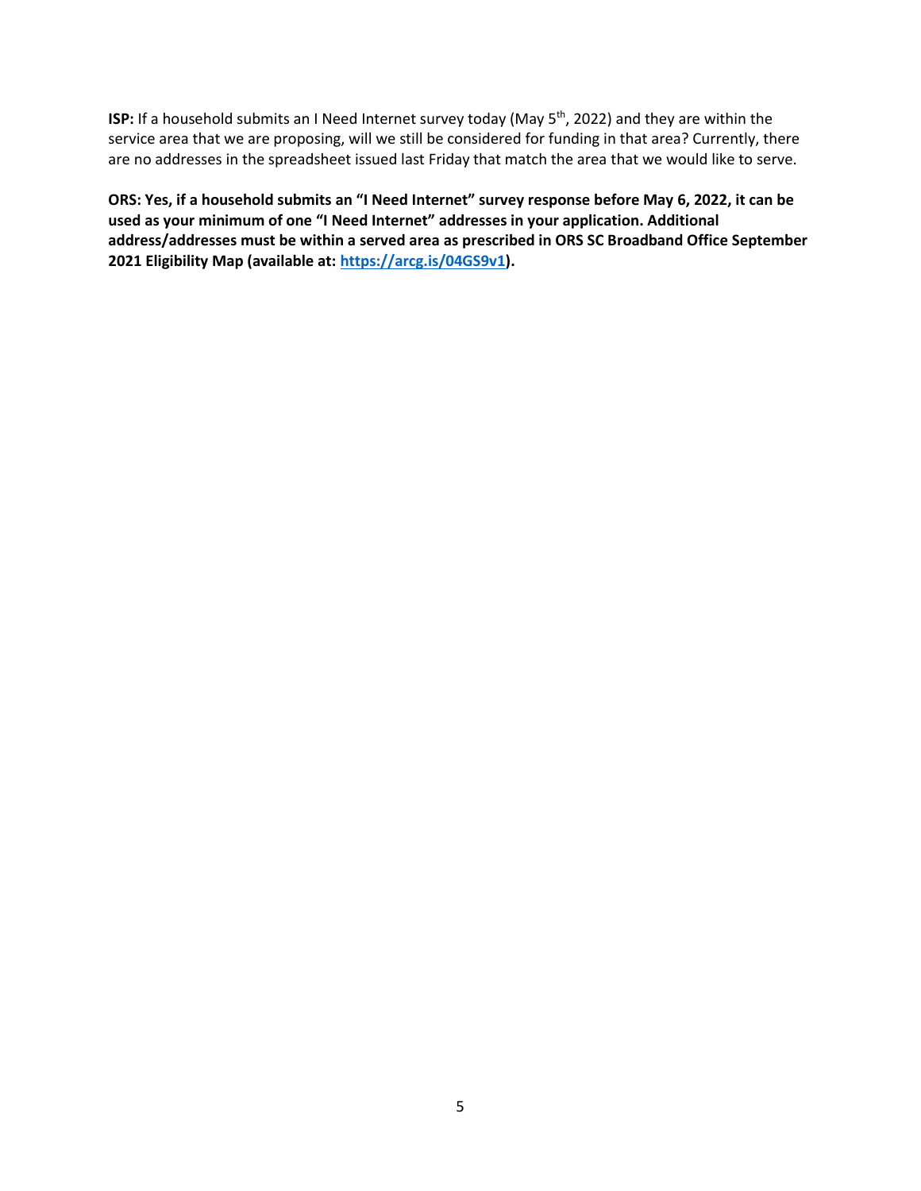**ISP:** If a household submits an I Need Internet survey today (May 5th, 2022) and they are within the service area that we are proposing, will we still be considered for funding in that area? Currently, there are no addresses in the spreadsheet issued last Friday that match the area that we would like to serve.

**ORS: Yes, if a household submits an "I Need Internet" survey response before May 6, 2022, it can be used as your minimum of one "I Need Internet" addresses in your application. Additional address/addresses must be within a served area as prescribed in ORS SC Broadband Office September 2021 Eligibility Map (available at: [https://arcg.is/04GS9v1](https://arcg.is/04GS9v1)).**